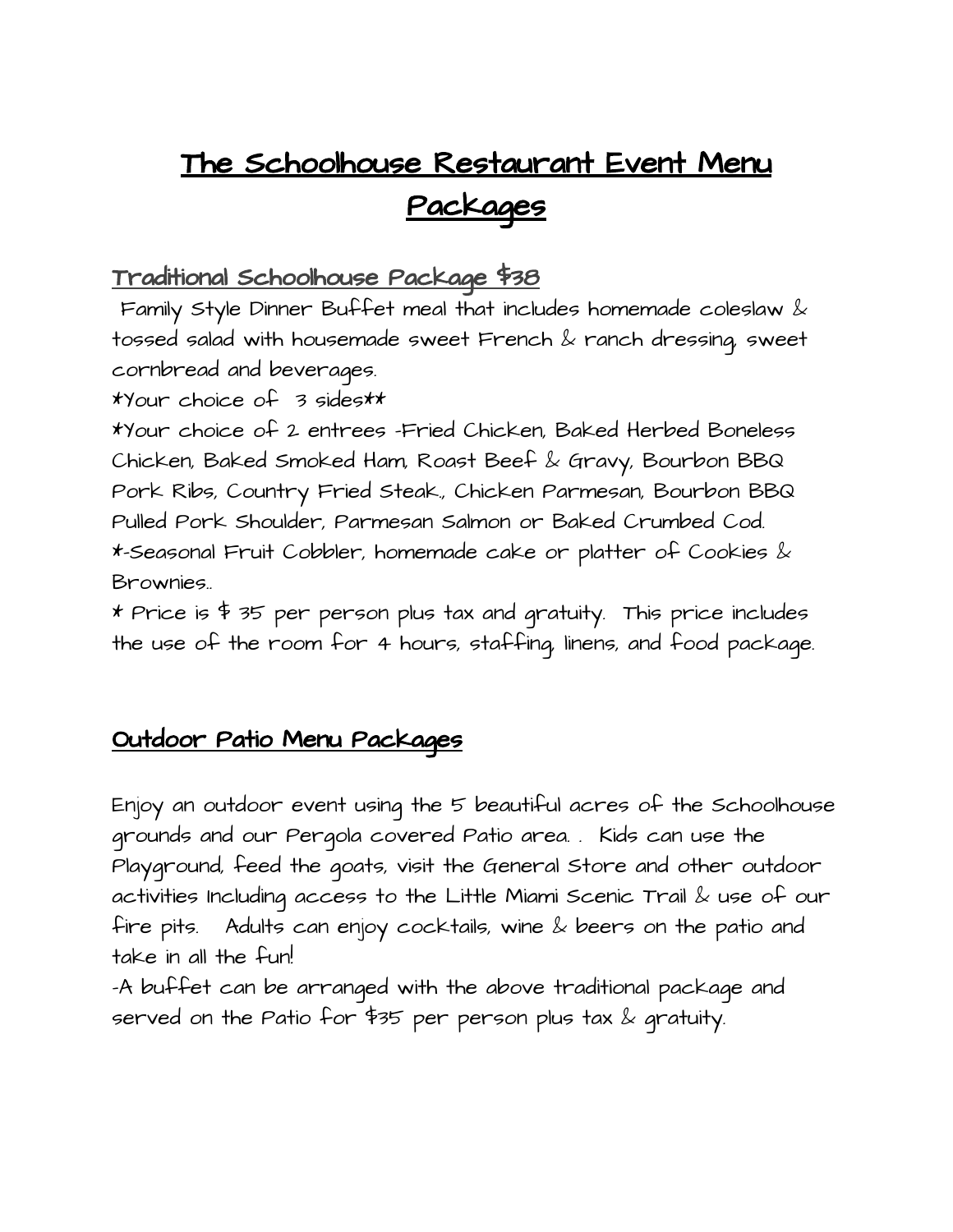# The Schoolhouse Restaurant Event Menu Packages

## Traditional Schoolhouse Package $38

Family Style Dinner Buffet meal that includes homemade coleslaw & tossed salad with housemade sweet French & ranch dressing, sweet cornbread and beverages.

*Your choice of 3 sides**

*Your choice of 2 entrees -Fried Chicken, Baked Herbed Boneless Chicken, Baked Smoked Ham, Roast Beef & Gravy, Bourbon BBQ Pork Ribs, Country Fried Steak., Chicken Parmesan, Bourbon BBQ Pulled Pork Shoulder, Parmesan Salmon or Baked Crumbed Cod.

*-Seasonal Fruit Cobbler, homemade cake or platter of Cookies & Brownies..

* Price is $ 35 per person plus tax and gratuity. This price includes the use of the room for 4 hours, staffing, linens, and food package.

## Outdoor Patio Menu Packages

Enjoy an outdoor event using the 5 beautiful acres of the Schoolhouse grounds and our Pergola covered Patio area. . Kids can use the Playground, feed the goats, visit the General Store and other outdoor activities Including access to the Little Miami Scenic Trail & use of our fire pits. Adults can enjoy cocktails, wine & beers on the patio and take in all the fun!

-A buffet can be arranged with the above traditional package and served on the Patio for $35 per person plus tax & gratuity.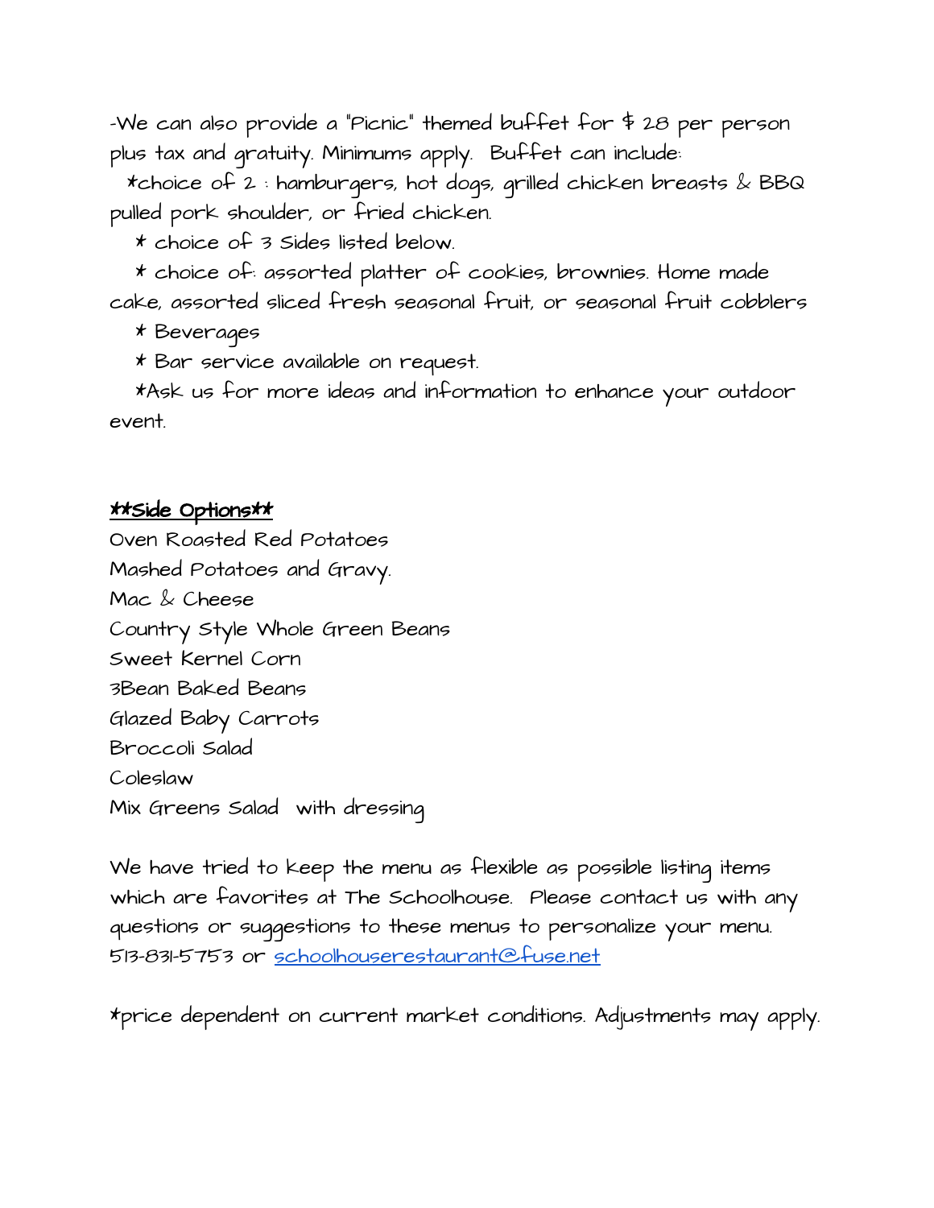-We can also provide a "Picnic" themed buffet for $ 28 per person plus tax and gratuity. Minimums apply. Buffet can include:

*choice of 2 : hamburgers, hot dogs, grilled chicken breasts & BBQ pulled pork shoulder, or fried chicken.

* choice of 3 Sides listed below.

* choice of: assorted platter of cookies, brownies. Home made cake, assorted sliced fresh seasonal fruit, or seasonal fruit cobblers

* Beverages

* Bar service available on request.

*Ask us for more ideas and information to enhance your outdoor event.

**Side Options**

Oven Roasted Red Potatoes
Mashed Potatoes and Gravy.
Mac & Cheese
Country Style Whole Green Beans
Sweet Kernel Corn
3Bean Baked Beans
Glazed Baby Carrots
Broccoli Salad
Coleslaw
Mix Greens Salad with dressing

We have tried to keep the menu as flexible as possible listing items which are favorites at The Schoolhouse. Please contact us with any questions or suggestions to these menus to personalize your menu. 513-831-5753 or schoolhouserestaurant@fuse.net

*price dependent on current market conditions. Adjustments may apply.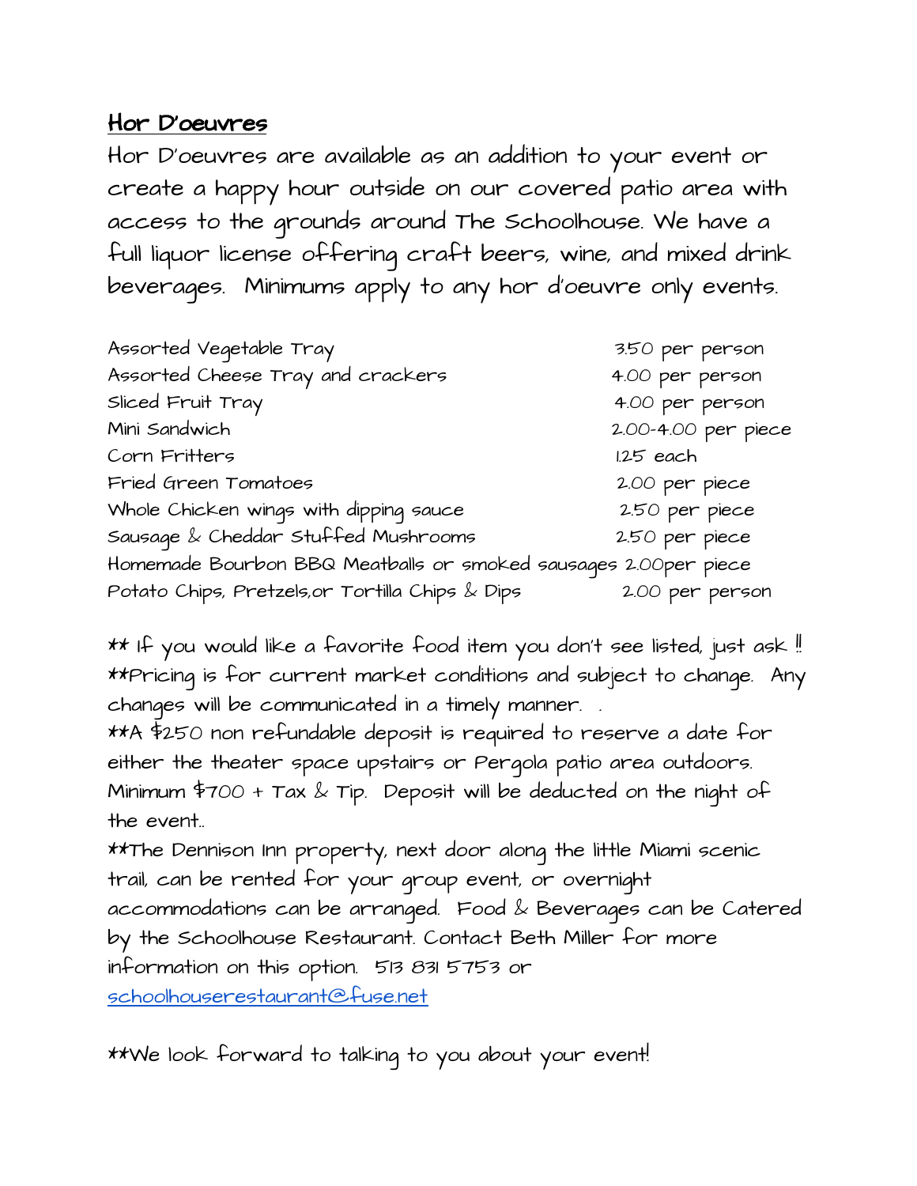## Hor D'oeuvres

Hor D'oeuvres are available as an addition to your event or create a happy hour outside on our covered patio area with access to the grounds around The Schoolhouse. We have a full liquor license offering craft beers, wine, and mixed drink beverages. Minimums apply to any hor d'oeuvre only events.

| | |
|---|---|
| Assorted Vegetable Tray | 3.50 per person |
| Assorted Cheese Tray and crackers | 4.00 per person |
| Sliced Fruit Tray | 4.00 per person |
| Mini Sandwich | 2.00-4.00 per piece |
| Corn Fritters | 1.25 each |
| Fried Green Tomatoes | 2.00 per piece |
| Whole Chicken wings with dipping sauce | 2.50 per piece |
| Sausage & Cheddar Stuffed Mushrooms | 2.50 per piece |
| Homemade Bourbon BBQ Meatballs or smoked sausages | 2.00per piece |
| Potato Chips, Pretzels,or Tortilla Chips & Dips | 2.00 per person |

** If you would like a favorite food item you don't see listed, just ask !!

**Pricing is for current market conditions and subject to change. Any changes will be communicated in a timely manner. .

**A $250 non refundable deposit is required to reserve a date for either the theater space upstairs or Pergola patio area outdoors. Minimum $700 + Tax & Tip. Deposit will be deducted on the night of the event..

**The Dennison Inn property, next door along the little Miami scenic trail, can be rented for your group event, or overnight accommodations can be arranged. Food & Beverages can be Catered by the Schoolhouse Restaurant. Contact Beth Miller for more information on this option. 513 831 5753 or schoolhouserestaurant@fuse.net

**We look forward to talking to you about your event!